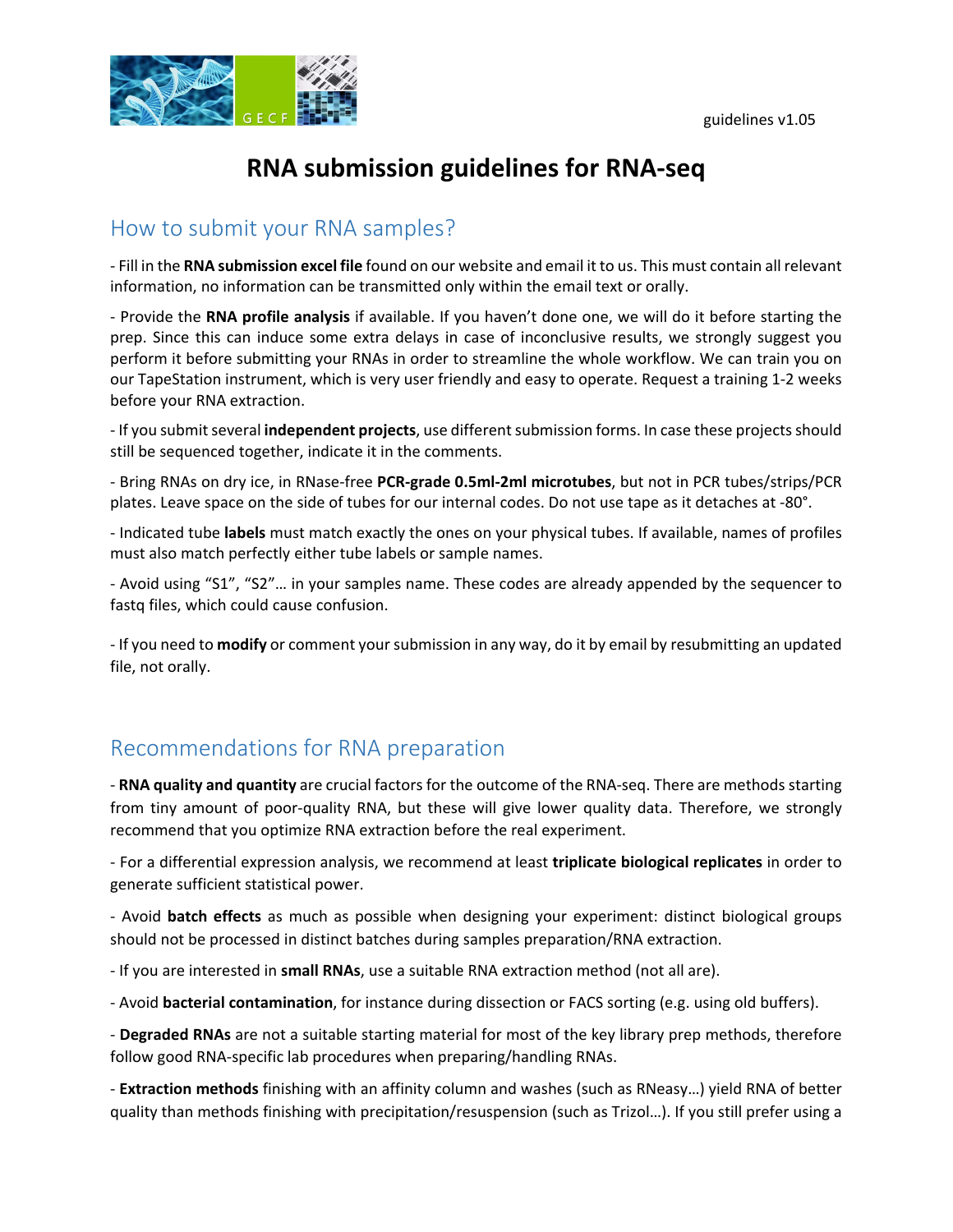guidelines v1.05

# RNA submission guidelines for RNA-seq

## How to submit your RNA samples?

- Fill in the **RNA submission excel file** found on our website and email it to us. This must contain all relevant information, no information can be transmitted only within the email text or orally.

- Provide the **RNA profile analysis** if available. If you haven't done one, we will do it before starting the prep. Since this can induce some extra delays in case of inconclusive results, we strongly suggest you perform it before submitting your RNAs in order to streamline the whole workflow. We can train you on our TapeStation instrument, which is very user friendly and easy to operate. Request a training 1-2 weeks before your RNA extraction.

- If you submit several **independent projects**, use different submission forms. In case these projects should still be sequenced together, indicate it in the comments.

- Bring RNAs on dry ice, in RNase-free **PCR-grade 0.5ml-2ml microtubes**, but not in PCR tubes/strips/PCR plates. Leave space on the side of tubes for our internal codes. Do not use tape as it detaches at -80°.

- Indicated tube **labels** must match exactly the ones on your physical tubes. If available, names of profiles must also match perfectly either tube labels or sample names.

- Avoid using "S1", "S2"… in your samples name. These codes are already appended by the sequencer to fastq files, which could cause confusion.

- If you need to **modify** or comment your submission in any way, do it by email by resubmitting an updated file, not orally.

## Recommendations for RNA preparation

- **RNA quality and quantity** are crucial factors for the outcome of the RNA-seq. There are methods starting from tiny amount of poor-quality RNA, but these will give lower quality data. Therefore, we strongly recommend that you optimize RNA extraction before the real experiment.

- For a differential expression analysis, we recommend at least **triplicate biological replicates** in order to generate sufficient statistical power.

- Avoid **batch effects** as much as possible when designing your experiment: distinct biological groups should not be processed in distinct batches during samples preparation/RNA extraction.

- If you are interested in **small RNAs**, use a suitable RNA extraction method (not all are).

- Avoid **bacterial contamination**, for instance during dissection or FACS sorting (e.g. using old buffers).

- **Degraded RNAs** are not a suitable starting material for most of the key library prep methods, therefore follow good RNA-specific lab procedures when preparing/handling RNAs.

- **Extraction methods** finishing with an affinity column and washes (such as RNeasy…) yield RNA of better quality than methods finishing with precipitation/resuspension (such as Trizol…). If you still prefer using a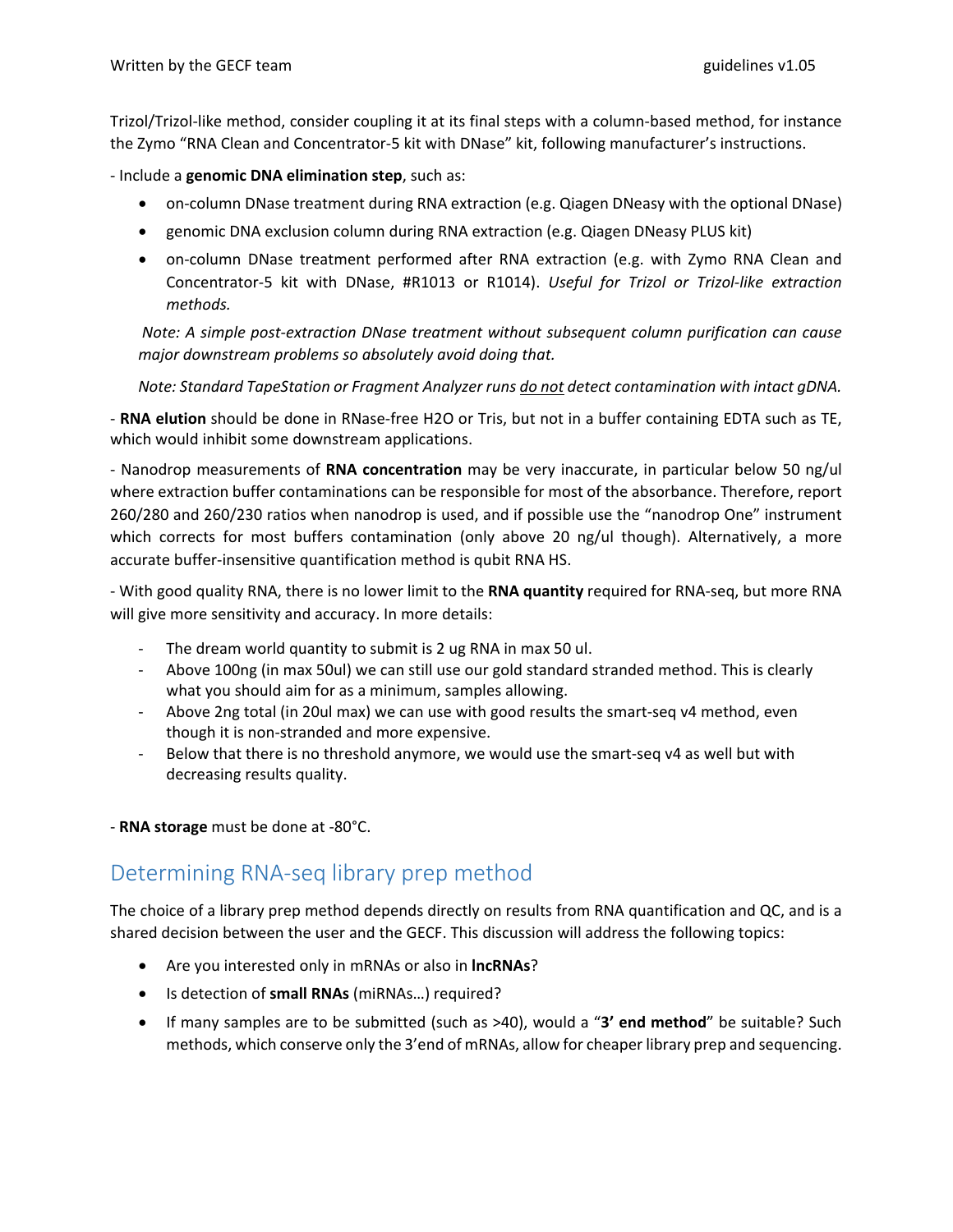Trizol/Trizol-like method, consider coupling it at its final steps with a column-based method, for instance the Zymo “RNA Clean and Concentrator-5 kit with DNase” kit, following manufacturer’s instructions.

- Include a **genomic DNA elimination step**, such as:
  - on-column DNase treatment during RNA extraction (e.g. Qiagen DNeasy with the optional DNase)
  - genomic DNA exclusion column during RNA extraction (e.g. Qiagen DNeasy PLUS kit)
  - on-column DNase treatment performed after RNA extraction (e.g. with Zymo RNA Clean and Concentrator-5 kit with DNase, #R1013 or R1014). *Useful for Trizol or Trizol-like extraction methods.*

  *Note: A simple post-extraction DNase treatment without subsequent column purification can cause major downstream problems so absolutely avoid doing that.*

  *Note: Standard TapeStation or Fragment Analyzer runs <u>do not</u> detect contamination with intact gDNA.*

- **RNA elution** should be done in RNase-free H2O or Tris, but not in a buffer containing EDTA such as TE, which would inhibit some downstream applications.

- Nanodrop measurements of **RNA concentration** may be very inaccurate, in particular below 50 ng/ul where extraction buffer contaminations can be responsible for most of the absorbance. Therefore, report 260/280 and 260/230 ratios when nanodrop is used, and if possible use the “nanodrop One” instrument which corrects for most buffers contamination (only above 20 ng/ul though). Alternatively, a more accurate buffer-insensitive quantification method is qubit RNA HS.

- With good quality RNA, there is no lower limit to the **RNA quantity** required for RNA-seq, but more RNA will give more sensitivity and accuracy. In more details:

  - The dream world quantity to submit is 2 ug RNA in max 50 ul.
  - Above 100ng (in max 50ul) we can still use our gold standard stranded method. This is clearly what you should aim for as a minimum, samples allowing.
  - Above 2ng total (in 20ul max) we can use with good results the smart-seq v4 method, even though it is non-stranded and more expensive.
  - Below that there is no threshold anymore, we would use the smart-seq v4 as well but with decreasing results quality.

- **RNA storage** must be done at -80°C.

## Determining RNA-seq library prep method

The choice of a library prep method depends directly on results from RNA quantification and QC, and is a shared decision between the user and the GECF. This discussion will address the following topics:

- Are you interested only in mRNAs or also in **lncRNAs**?
- Is detection of **small RNAs** (miRNAs…) required?
- If many samples are to be submitted (such as >40), would a “**3’ end method**” be suitable? Such methods, which conserve only the 3’end of mRNAs, allow for cheaper library prep and sequencing.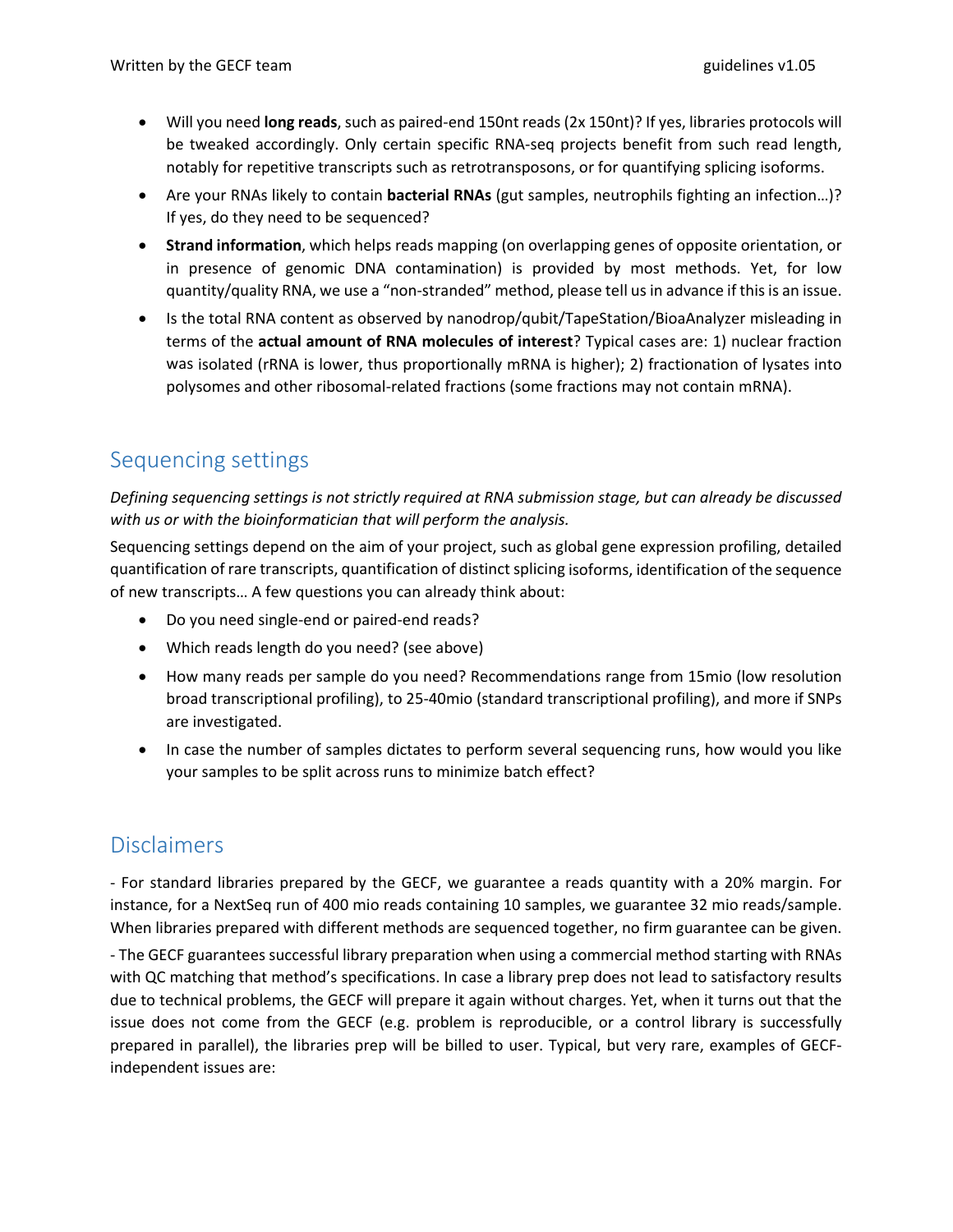- Will you need **long reads**, such as paired-end 150nt reads (2x 150nt)? If yes, libraries protocols will be tweaked accordingly. Only certain specific RNA-seq projects benefit from such read length, notably for repetitive transcripts such as retrotransposons, or for quantifying splicing isoforms.
- Are your RNAs likely to contain **bacterial RNAs** (gut samples, neutrophils fighting an infection…)? If yes, do they need to be sequenced?
- **Strand information**, which helps reads mapping (on overlapping genes of opposite orientation, or in presence of genomic DNA contamination) is provided by most methods. Yet, for low quantity/quality RNA, we use a "non-stranded" method, please tell us in advance if this is an issue.
- Is the total RNA content as observed by nanodrop/qubit/TapeStation/BioaAnalyzer misleading in terms of the **actual amount of RNA molecules of interest**? Typical cases are: 1) nuclear fraction was isolated (rRNA is lower, thus proportionally mRNA is higher); 2) fractionation of lysates into polysomes and other ribosomal-related fractions (some fractions may not contain mRNA).

## Sequencing settings

*Defining sequencing settings is not strictly required at RNA submission stage, but can already be discussed with us or with the bioinformatician that will perform the analysis.*

Sequencing settings depend on the aim of your project, such as global gene expression profiling, detailed quantification of rare transcripts, quantification of distinct splicing isoforms, identification of the sequence of new transcripts… A few questions you can already think about:

- Do you need single-end or paired-end reads?
- Which reads length do you need? (see above)
- How many reads per sample do you need? Recommendations range from 15mio (low resolution broad transcriptional profiling), to 25-40mio (standard transcriptional profiling), and more if SNPs are investigated.
- In case the number of samples dictates to perform several sequencing runs, how would you like your samples to be split across runs to minimize batch effect?

## Disclaimers

- For standard libraries prepared by the GECF, we guarantee a reads quantity with a 20% margin. For instance, for a NextSeq run of 400 mio reads containing 10 samples, we guarantee 32 mio reads/sample. When libraries prepared with different methods are sequenced together, no firm guarantee can be given.

- The GECF guarantees successful library preparation when using a commercial method starting with RNAs with QC matching that method's specifications. In case a library prep does not lead to satisfactory results due to technical problems, the GECF will prepare it again without charges. Yet, when it turns out that the issue does not come from the GECF (e.g. problem is reproducible, or a control library is successfully prepared in parallel), the libraries prep will be billed to user. Typical, but very rare, examples of GECF-independent issues are: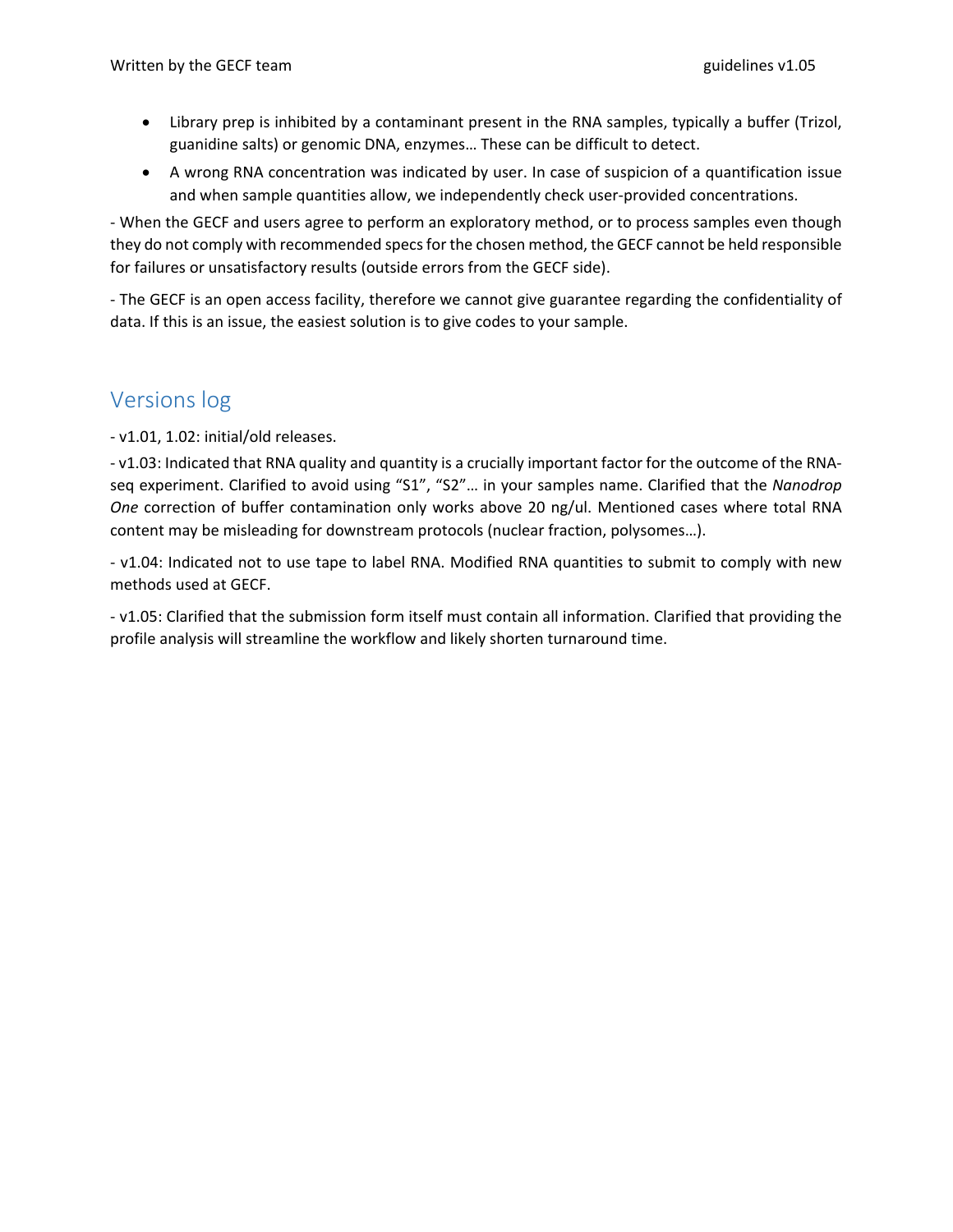- Library prep is inhibited by a contaminant present in the RNA samples, typically a buffer (Trizol, guanidine salts) or genomic DNA, enzymes… These can be difficult to detect.
- A wrong RNA concentration was indicated by user. In case of suspicion of a quantification issue and when sample quantities allow, we independently check user-provided concentrations.

- When the GECF and users agree to perform an exploratory method, or to process samples even though they do not comply with recommended specs for the chosen method, the GECF cannot be held responsible for failures or unsatisfactory results (outside errors from the GECF side).

- The GECF is an open access facility, therefore we cannot give guarantee regarding the confidentiality of data. If this is an issue, the easiest solution is to give codes to your sample.

## Versions log

- v1.01, 1.02: initial/old releases.

- v1.03: Indicated that RNA quality and quantity is a crucially important factor for the outcome of the RNA-seq experiment. Clarified to avoid using "S1", "S2"… in your samples name. Clarified that the *Nanodrop One* correction of buffer contamination only works above 20 ng/ul. Mentioned cases where total RNA content may be misleading for downstream protocols (nuclear fraction, polysomes…).

- v1.04: Indicated not to use tape to label RNA. Modified RNA quantities to submit to comply with new methods used at GECF.

- v1.05: Clarified that the submission form itself must contain all information. Clarified that providing the profile analysis will streamline the workflow and likely shorten turnaround time.